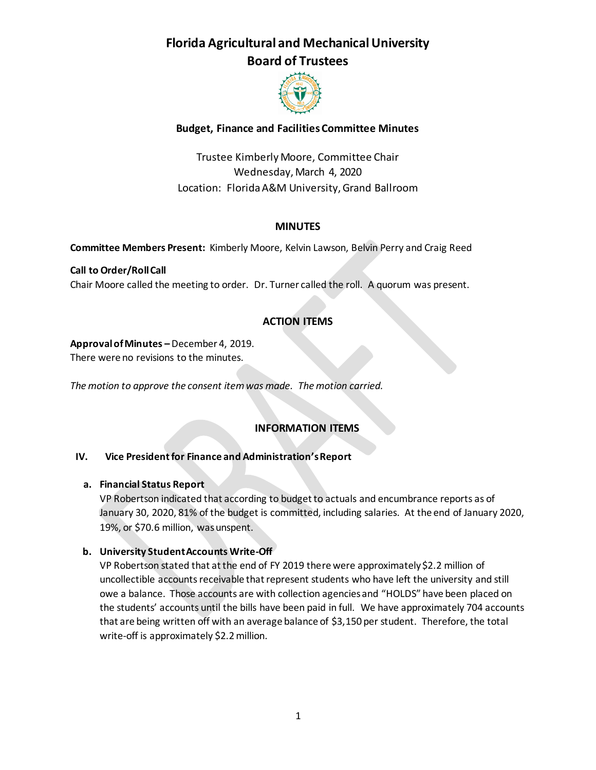# Florida Agricultural and Mechanical University
# Board of Trustees

## Budget, Finance and Facilities Committee Minutes

Trustee Kimberly Moore, Committee Chair
Wednesday, March 4, 2020
Location: Florida A&M University, Grand Ballroom

### MINUTES

**Committee Members Present:** Kimberly Moore, Kelvin Lawson, Belvin Perry and Craig Reed

**Call to Order/Roll Call**
Chair Moore called the meeting to order. Dr. Turner called the roll. A quorum was present.

### ACTION ITEMS

**Approval of Minutes –** December 4, 2019.
There were no revisions to the minutes.

*The motion to approve the consent item was made. The motion carried.*

### INFORMATION ITEMS

**IV. Vice President for Finance and Administration's Report**

**a. Financial Status Report**
VP Robertson indicated that according to budget to actuals and encumbrance reports as of January 30, 2020, 81% of the budget is committed, including salaries. At the end of January 2020, 19%, or $70.6 million, was unspent.

**b. University Student Accounts Write-Off**
VP Robertson stated that at the end of FY 2019 there were approximately $2.2 million of uncollectible accounts receivable that represent students who have left the university and still owe a balance. Those accounts are with collection agencies and "HOLDS" have been placed on the students' accounts until the bills have been paid in full. We have approximately 704 accounts that are being written off with an average balance of $3,150 per student. Therefore, the total write-off is approximately $2.2 million.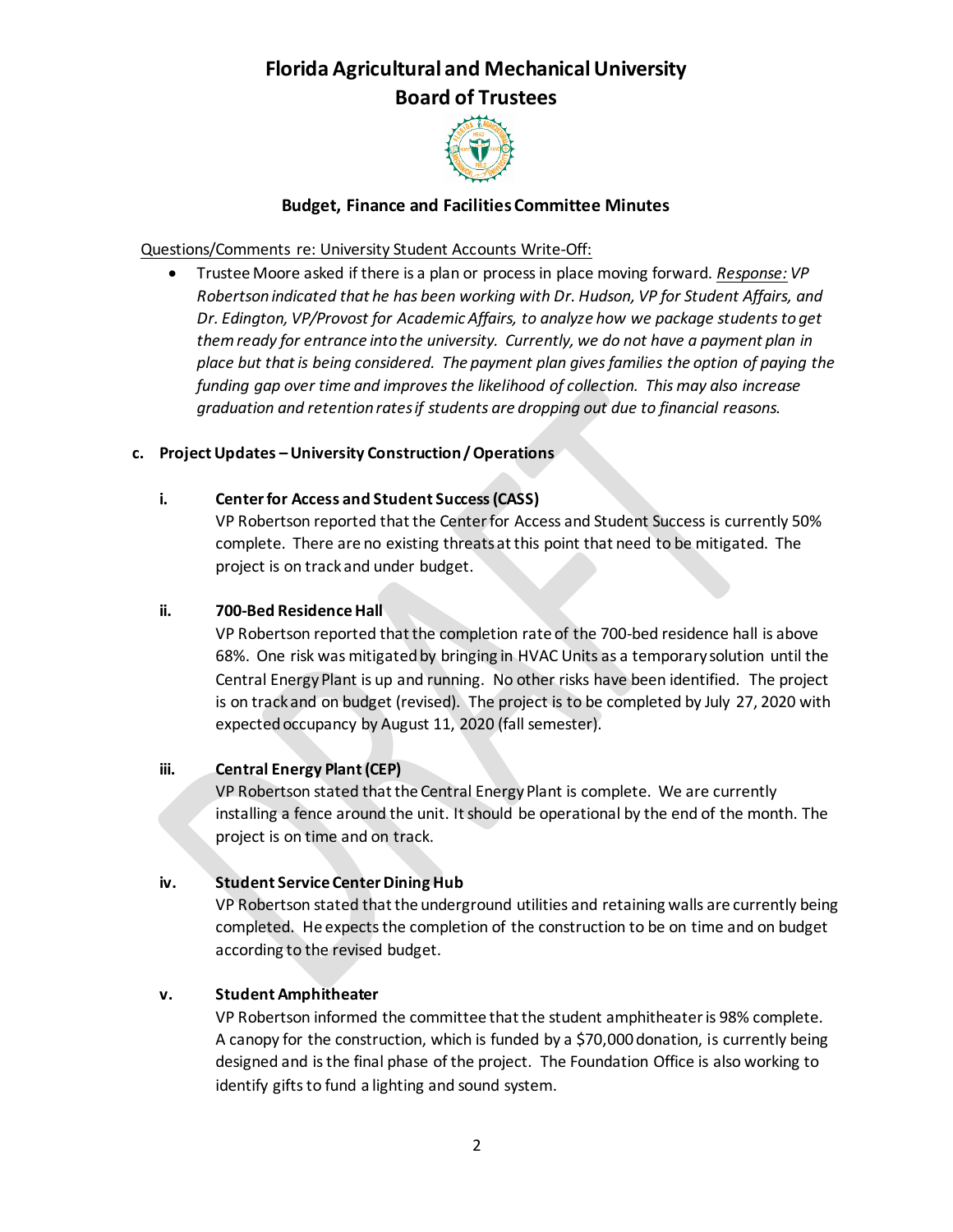# Florida Agricultural and Mechanical University
## Board of Trustees

### Budget, Finance and Facilities Committee Minutes

Questions/Comments re: University Student Accounts Write-Off:

- Trustee Moore asked if there is a plan or process in place moving forward. *Response: VP Robertson indicated that he has been working with Dr. Hudson, VP for Student Affairs, and Dr. Edington, VP/Provost for Academic Affairs, to analyze how we package students to get them ready for entrance into the university. Currently, we do not have a payment plan in place but that is being considered. The payment plan gives families the option of paying the funding gap over time and improves the likelihood of collection. This may also increase graduation and retention rates if students are dropping out due to financial reasons.*

**c. Project Updates – University Construction / Operations**

**i. Center for Access and Student Success (CASS)**

VP Robertson reported that the Center for Access and Student Success is currently 50% complete. There are no existing threats at this point that need to be mitigated. The project is on track and under budget.

**ii. 700-Bed Residence Hall**

VP Robertson reported that the completion rate of the 700-bed residence hall is above 68%. One risk was mitigated by bringing in HVAC Units as a temporary solution until the Central Energy Plant is up and running. No other risks have been identified. The project is on track and on budget (revised). The project is to be completed by July 27, 2020 with expected occupancy by August 11, 2020 (fall semester).

**iii. Central Energy Plant (CEP)**

VP Robertson stated that the Central Energy Plant is complete. We are currently installing a fence around the unit. It should be operational by the end of the month. The project is on time and on track.

**iv. Student Service Center Dining Hub**

VP Robertson stated that the underground utilities and retaining walls are currently being completed. He expects the completion of the construction to be on time and on budget according to the revised budget.

**v. Student Amphitheater**

VP Robertson informed the committee that the student amphitheater is 98% complete. A canopy for the construction, which is funded by a $70,000 donation, is currently being designed and is the final phase of the project. The Foundation Office is also working to identify gifts to fund a lighting and sound system.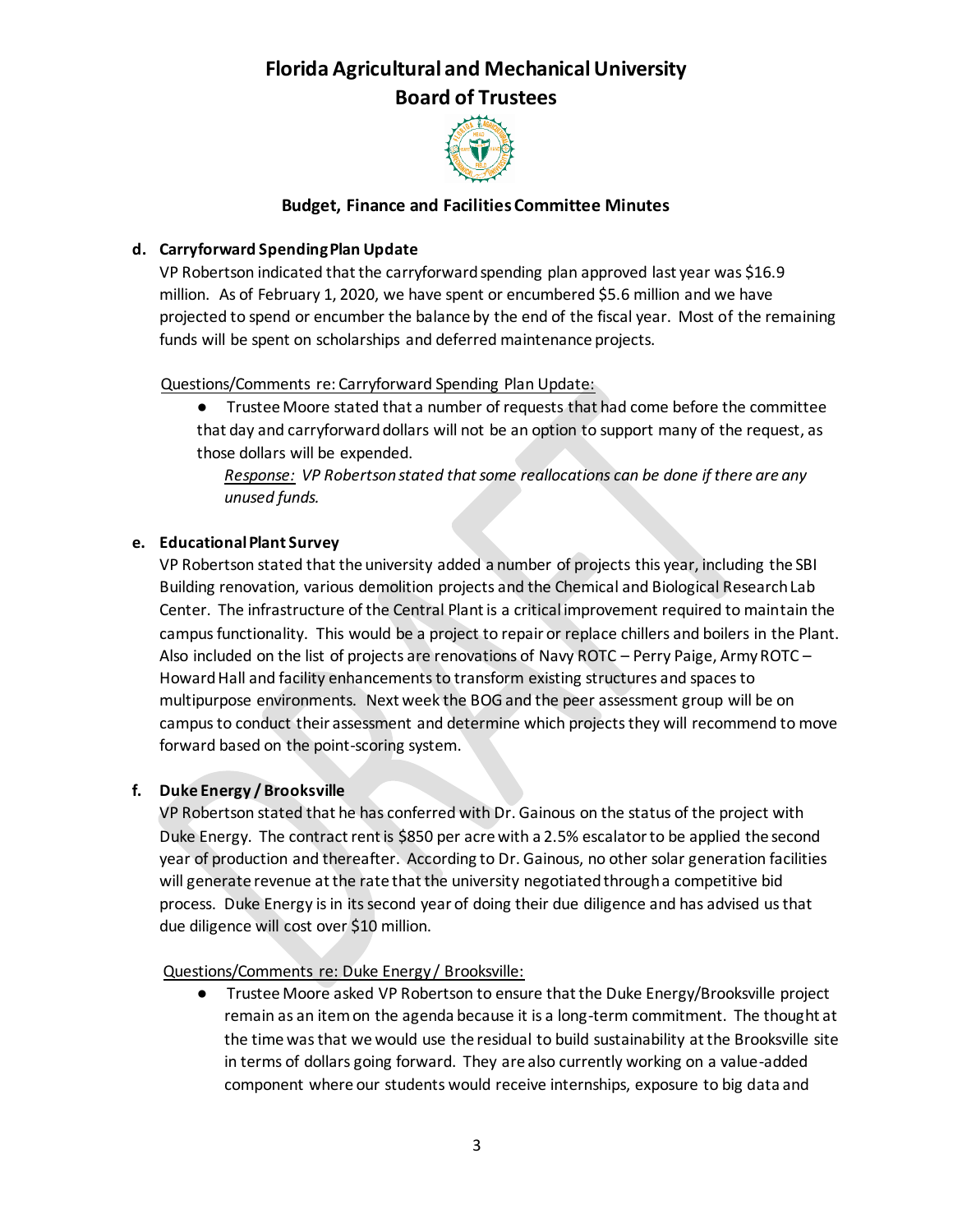# Florida Agricultural and Mechanical University
## Board of Trustees

### Budget, Finance and Facilities Committee Minutes

**d. Carryforward Spending Plan Update**

VP Robertson indicated that the carryforward spending plan approved last year was $16.9 million. As of February 1, 2020, we have spent or encumbered $5.6 million and we have projected to spend or encumber the balance by the end of the fiscal year. Most of the remaining funds will be spent on scholarships and deferred maintenance projects.

Questions/Comments re: Carryforward Spending Plan Update:

- Trustee Moore stated that a number of requests that had come before the committee that day and carryforward dollars will not be an option to support many of the request, as those dollars will be expended.

  *Response: VP Robertson stated that some reallocations can be done if there are any unused funds.*

**e. Educational Plant Survey**

VP Robertson stated that the university added a number of projects this year, including the SBI Building renovation, various demolition projects and the Chemical and Biological Research Lab Center. The infrastructure of the Central Plant is a critical improvement required to maintain the campus functionality. This would be a project to repair or replace chillers and boilers in the Plant. Also included on the list of projects are renovations of Navy ROTC – Perry Paige, Army ROTC – Howard Hall and facility enhancements to transform existing structures and spaces to multipurpose environments. Next week the BOG and the peer assessment group will be on campus to conduct their assessment and determine which projects they will recommend to move forward based on the point-scoring system.

**f. Duke Energy / Brooksville**

VP Robertson stated that he has conferred with Dr. Gainous on the status of the project with Duke Energy. The contract rent is $850 per acre with a 2.5% escalator to be applied the second year of production and thereafter. According to Dr. Gainous, no other solar generation facilities will generate revenue at the rate that the university negotiated through a competitive bid process. Duke Energy is in its second year of doing their due diligence and has advised us that due diligence will cost over $10 million.

Questions/Comments re: Duke Energy / Brooksville:

- Trustee Moore asked VP Robertson to ensure that the Duke Energy/Brooksville project remain as an item on the agenda because it is a long-term commitment. The thought at the time was that we would use the residual to build sustainability at the Brooksville site in terms of dollars going forward. They are also currently working on a value-added component where our students would receive internships, exposure to big data and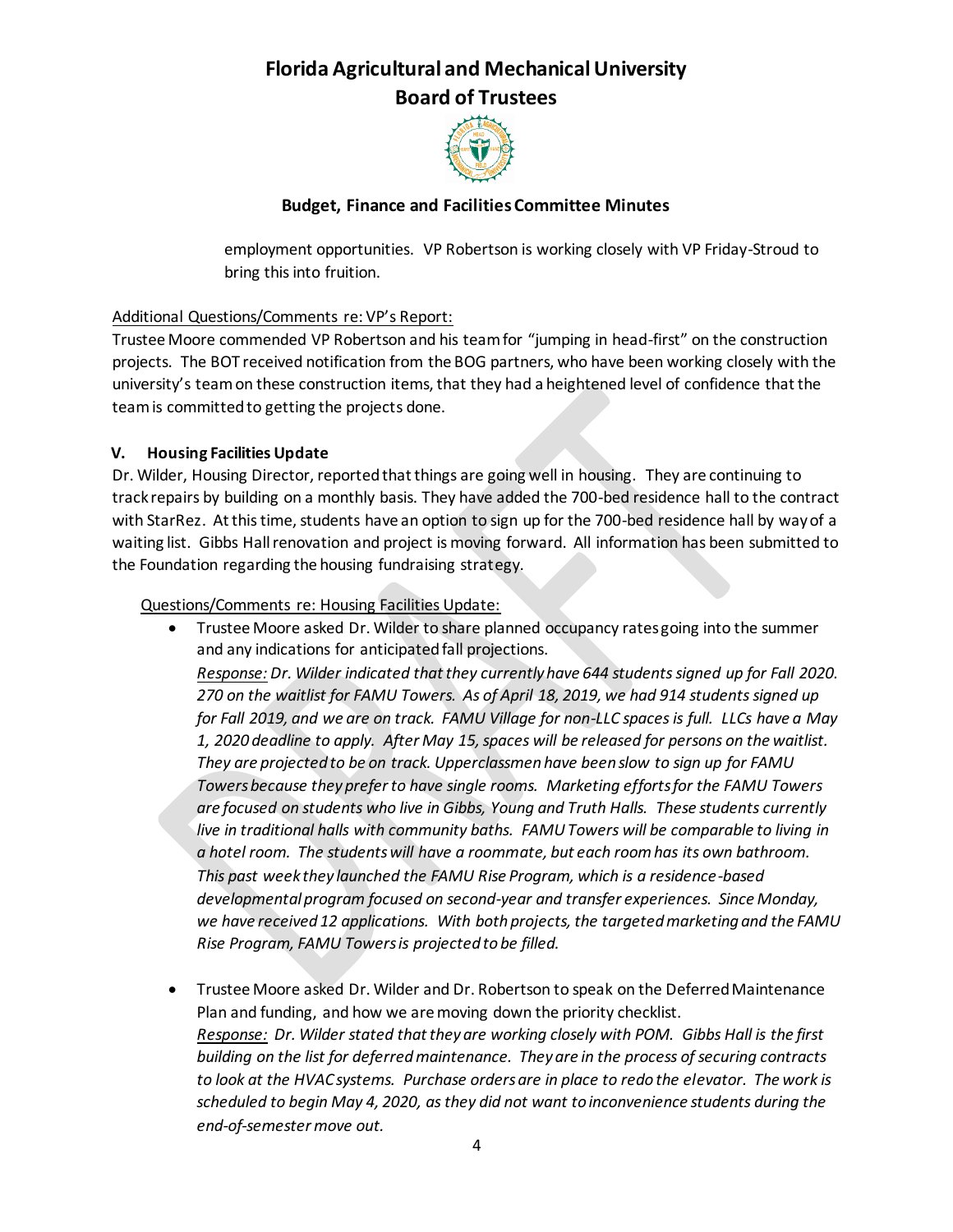employment opportunities. VP Robertson is working closely with VP Friday-Stroud to bring this into fruition.

Additional Questions/Comments re: VP's Report:

Trustee Moore commended VP Robertson and his team for "jumping in head-first" on the construction projects. The BOT received notification from the BOG partners, who have been working closely with the university's team on these construction items, that they had a heightened level of confidence that the team is committed to getting the projects done.

## V. Housing Facilities Update

Dr. Wilder, Housing Director, reported that things are going well in housing. They are continuing to track repairs by building on a monthly basis. They have added the 700-bed residence hall to the contract with StarRez. At this time, students have an option to sign up for the 700-bed residence hall by way of a waiting list. Gibbs Hall renovation and project is moving forward. All information has been submitted to the Foundation regarding the housing fundraising strategy.

Questions/Comments re: Housing Facilities Update:

- Trustee Moore asked Dr. Wilder to share planned occupancy rates going into the summer and any indications for anticipated fall projections.
  *Response: Dr. Wilder indicated that they currently have 644 students signed up for Fall 2020. 270 on the waitlist for FAMU Towers. As of April 18, 2019, we had 914 students signed up for Fall 2019, and we are on track. FAMU Village for non-LLC spaces is full. LLCs have a May 1, 2020 deadline to apply. After May 15, spaces will be released for persons on the waitlist. They are projected to be on track. Upperclassmen have been slow to sign up for FAMU Towers because they prefer to have single rooms. Marketing efforts for the FAMU Towers are focused on students who live in Gibbs, Young and Truth Halls. These students currently live in traditional halls with community baths. FAMU Towers will be comparable to living in a hotel room. The students will have a roommate, but each room has its own bathroom. This past week they launched the FAMU Rise Program, which is a residence-based developmental program focused on second-year and transfer experiences. Since Monday, we have received 12 applications. With both projects, the targeted marketing and the FAMU Rise Program, FAMU Towers is projected to be filled.*

- Trustee Moore asked Dr. Wilder and Dr. Robertson to speak on the Deferred Maintenance Plan and funding, and how we are moving down the priority checklist.
  *Response: Dr. Wilder stated that they are working closely with POM. Gibbs Hall is the first building on the list for deferred maintenance. They are in the process of securing contracts to look at the HVAC systems. Purchase orders are in place to redo the elevator. The work is scheduled to begin May 4, 2020, as they did not want to inconvenience students during the end-of-semester move out.*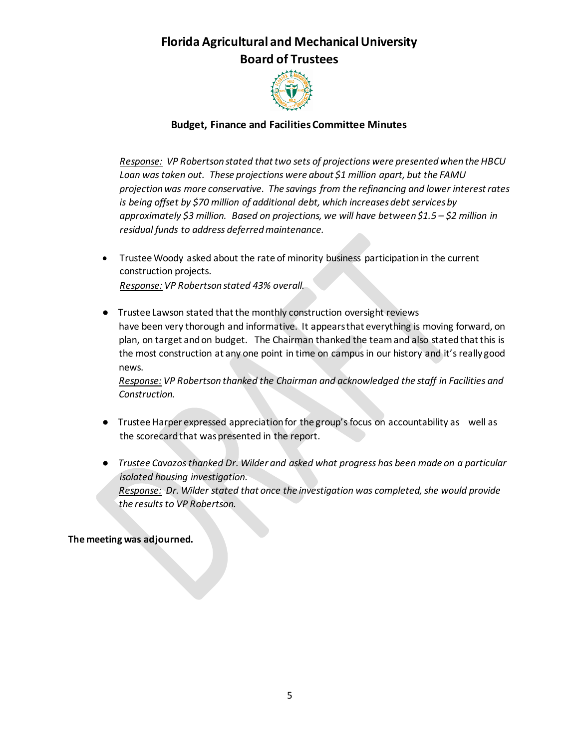# Florida Agricultural and Mechanical University
## Board of Trustees

### Budget, Finance and Facilities Committee Minutes

*Response: VP Robertson stated that two sets of projections were presented when the HBCU Loan was taken out. These projections were about $1 million apart, but the FAMU projection was more conservative. The savings from the refinancing and lower interest rates is being offset by $70 million of additional debt, which increases debt services by approximately $3 million. Based on projections, we will have between $1.5 – $2 million in residual funds to address deferred maintenance.*

- Trustee Woody asked about the rate of minority business participation in the current construction projects.
  *Response: VP Robertson stated 43% overall.*

- Trustee Lawson stated that the monthly construction oversight reviews have been very thorough and informative. It appears that everything is moving forward, on plan, on target and on budget. The Chairman thanked the team and also stated that this is the most construction at any one point in time on campus in our history and it's really good news.
  *Response: VP Robertson thanked the Chairman and acknowledged the staff in Facilities and Construction.*

- Trustee Harper expressed appreciation for the group's focus on accountability as well as the scorecard that was presented in the report.

- *Trustee Cavazos thanked Dr. Wilder and asked what progress has been made on a particular isolated housing investigation.*
  *Response: Dr. Wilder stated that once the investigation was completed, she would provide the results to VP Robertson.*

**The meeting was adjourned.**